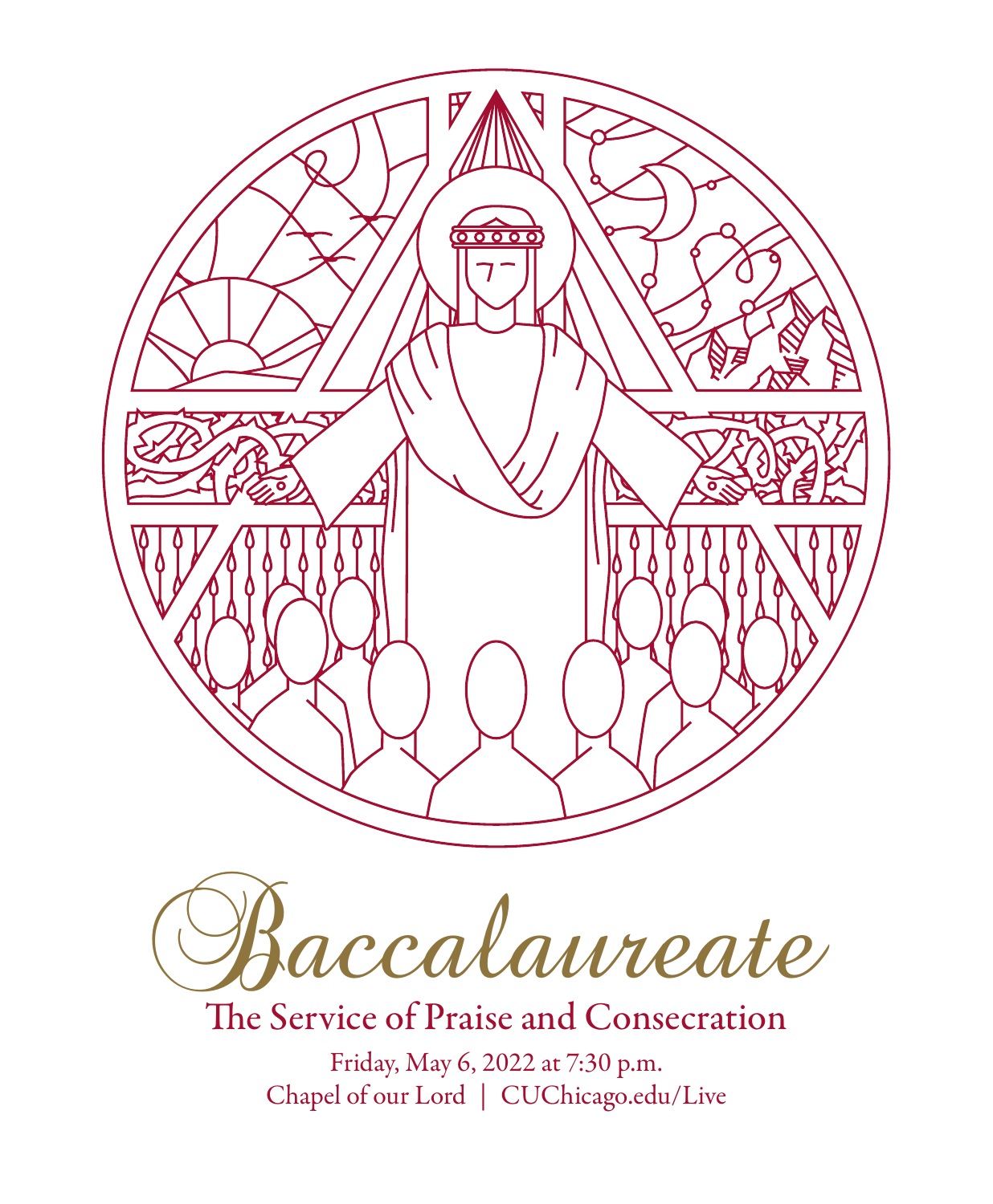# Baccalaureate

## The Service of Praise and Consecration

Friday, May 6, 2022 at 7:30 p.m.

Chapel of our Lord | CUChicago.edu/Live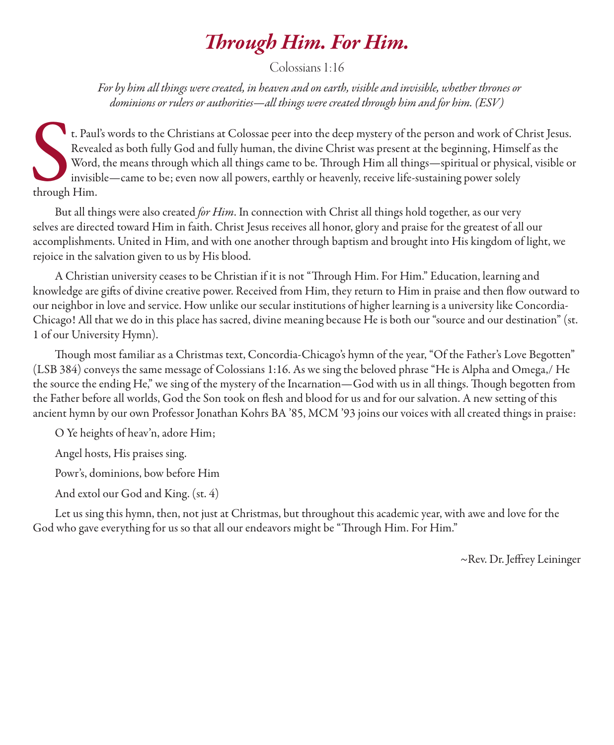# *Through Him. For Him.*

Colossians 1:16

*For by him all things were created, in heaven and on earth, visible and invisible, whether thrones or dominions or rulers or authorities—all things were created through him and for him. (ESV)*

St. Paul's words to the Christians at Colossae peer into the deep mystery of the person and work of Christ Jesus. Revealed as both fully God and fully human, the divine Christ was present at the beginning, Himself as the Word, the means through which all things came to be. Through Him all things—spiritual or physical, visible or invisible—came to be; even now all powers, earthly or heavenly, receive life-sustaining power solely through Him.

But all things were also created *for Him*. In connection with Christ all things hold together, as our very selves are directed toward Him in faith. Christ Jesus receives all honor, glory and praise for the greatest of all our accomplishments. United in Him, and with one another through baptism and brought into His kingdom of light, we rejoice in the salvation given to us by His blood.

A Christian university ceases to be Christian if it is not "Through Him. For Him." Education, learning and knowledge are gifts of divine creative power. Received from Him, they return to Him in praise and then flow outward to our neighbor in love and service. How unlike our secular institutions of higher learning is a university like Concordia-Chicago! All that we do in this place has sacred, divine meaning because He is both our "source and our destination" (st. 1 of our University Hymn).

Though most familiar as a Christmas text, Concordia-Chicago's hymn of the year, "Of the Father's Love Begotten" (LSB 384) conveys the same message of Colossians 1:16. As we sing the beloved phrase "He is Alpha and Omega,/ He the source the ending He," we sing of the mystery of the Incarnation—God with us in all things. Though begotten from the Father before all worlds, God the Son took on flesh and blood for us and for our salvation. A new setting of this ancient hymn by our own Professor Jonathan Kohrs BA '85, MCM '93 joins our voices with all created things in praise:

O Ye heights of heav'n, adore Him;

Angel hosts, His praises sing.

Powr's, dominions, bow before Him

And extol our God and King. (st. 4)

Let us sing this hymn, then, not just at Christmas, but throughout this academic year, with awe and love for the God who gave everything for us so that all our endeavors might be "Through Him. For Him."

~Rev. Dr. Jeffrey Leininger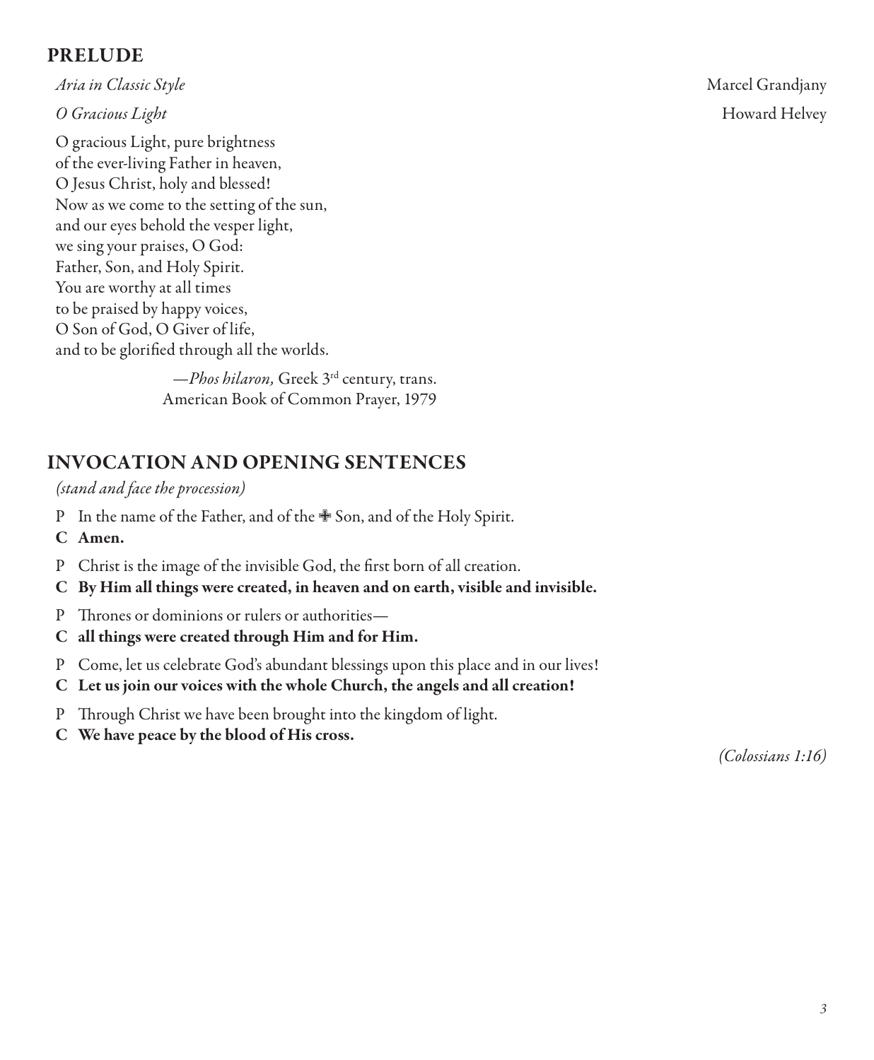## PRELUDE

*Aria in Classic Style* Marcel Grandjany

*O Gracious Light* Howard Helvey

O gracious Light, pure brightness
of the ever-living Father in heaven,
O Jesus Christ, holy and blessed!
Now as we come to the setting of the sun,
and our eyes behold the vesper light,
we sing your praises, O God:
Father, Son, and Holy Spirit.
You are worthy at all times
to be praised by happy voices,
O Son of God, O Giver of life,
and to be glorified through all the worlds.

—*Phos hilaron,* Greek 3rd century, trans.
American Book of Common Prayer, 1979

## INVOCATION AND OPENING SENTENCES

*(stand and face the procession)*

P In the name of the Father, and of the ☩ Son, and of the Holy Spirit.

**C Amen.**

P Christ is the image of the invisible God, the first born of all creation.

**C By Him all things were created, in heaven and on earth, visible and invisible.**

P Thrones or dominions or rulers or authorities—

**C all things were created through Him and for Him.**

P Come, let us celebrate God's abundant blessings upon this place and in our lives!

**C Let us join our voices with the whole Church, the angels and all creation!**

P Through Christ we have been brought into the kingdom of light.

**C We have peace by the blood of His cross.**

*(Colossians 1:16)*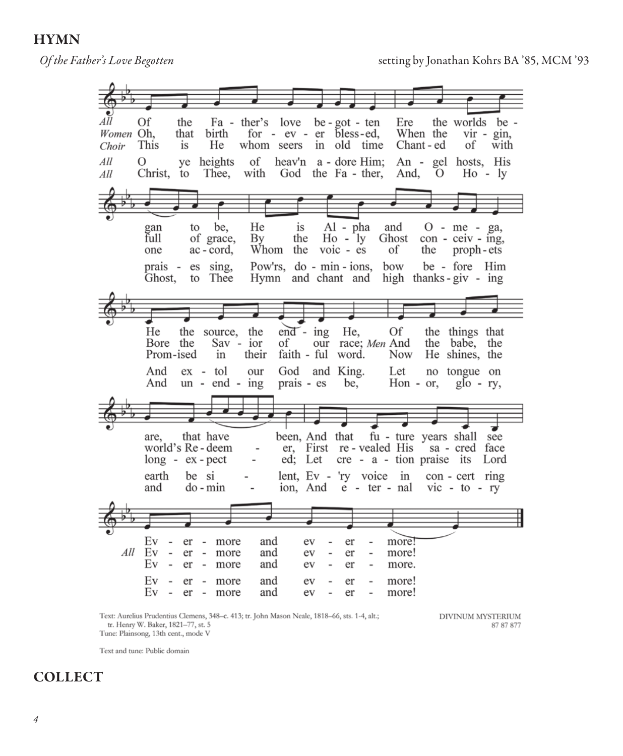## HYMN

*Of the Father's Love Begotten* setting by Jonathan Kohrs BA '85, MCM '93

*All* Of the Father's love begotten Ere the worlds began to be, He is Alpha and Omega, He the source, the ending He, Of the things that are, that have been, And that future years shall see Evermore and evermore!

*Women* Oh, that birth forever blessed, When the virgin, full of grace, By the Holy Ghost conceiving, Bore the Savior of our race; *Men* And the babe, the world's Redeemer, First revealed His sacred face *All* Evermore and evermore!

*Choir* This is He whom seers in old time Chanted of with one accord, Whom the voices of the prophets Promised in their faithful word. Now He shines, the long-expected; Let creation praise its Lord Evermore and evermore.

*All* O ye heights of heav'n adore Him; Angel hosts, His praises sing, Pow'rs, dominions, bow before Him And extol our God and King. Let no tongue on earth be silent, Ev'ry voice in concert ring Evermore and evermore!

*All* Christ, to Thee, with God the Father, And, O Holy Ghost, to Thee Hymn and chant and high thanksgiving And unending praises be, Honor, glory, and dominion, And eternal victory Evermore and evermore!

Text: Aurelius Prudentius Clemens, 348–c. 413; tr. John Mason Neale, 1818–66, sts. 1-4, alt.; tr. Henry W. Baker, 1821–77, st. 5
Tune: Plainsong, 13th cent., mode V

DIVINUM MYSTERIUM
87 87 877

Text and tune: Public domain

## COLLECT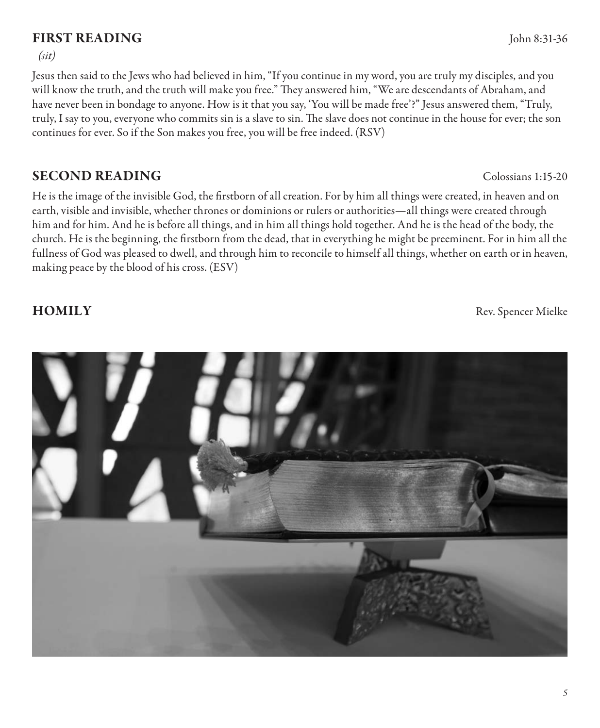## FIRST READING

John 8:31-36

*(sit)*

Jesus then said to the Jews who had believed in him, "If you continue in my word, you are truly my disciples, and you will know the truth, and the truth will make you free." They answered him, "We are descendants of Abraham, and have never been in bondage to anyone. How is it that you say, 'You will be made free'?" Jesus answered them, "Truly, truly, I say to you, everyone who commits sin is a slave to sin. The slave does not continue in the house for ever; the son continues for ever. So if the Son makes you free, you will be free indeed. (RSV)

## SECOND READING

Colossians 1:15-20

He is the image of the invisible God, the firstborn of all creation. For by him all things were created, in heaven and on earth, visible and invisible, whether thrones or dominions or rulers or authorities—all things were created through him and for him. And he is before all things, and in him all things hold together. And he is the head of the body, the church. He is the beginning, the firstborn from the dead, that in everything he might be preeminent. For in him all the fullness of God was pleased to dwell, and through him to reconcile to himself all things, whether on earth or in heaven, making peace by the blood of his cross. (ESV)

## HOMILY

Rev. Spencer Mielke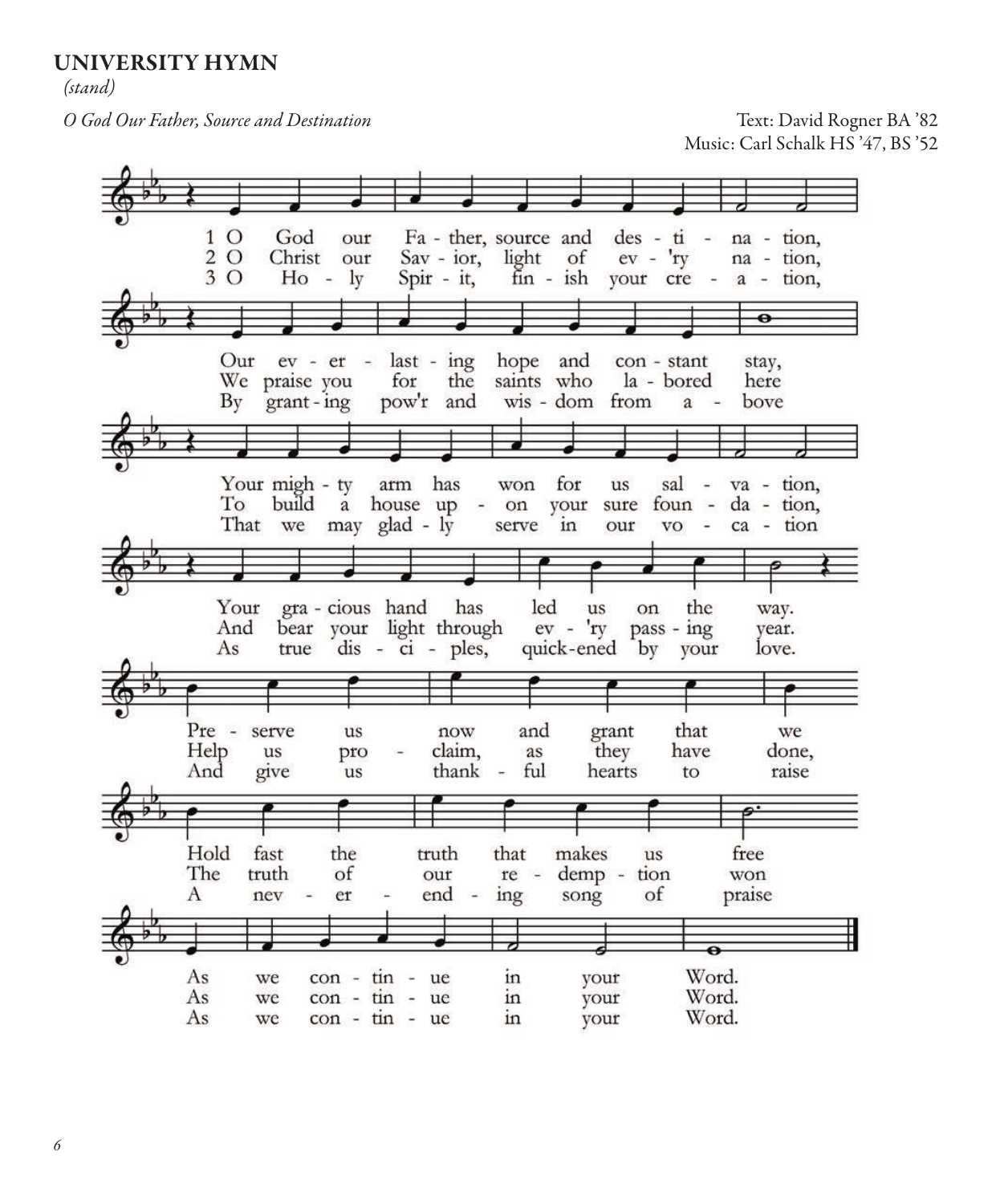## UNIVERSITY HYMN

*(stand)*

*O God Our Father, Source and Destination*

Text: David Rogner BA '82
Music: Carl Schalk HS '47, BS '52

1 O God our Fa - ther, source and des - ti - na - tion,
Our ev - er - last - ing hope and con - stant stay,
Your migh - ty arm has won for us sal - va - tion,
Your gra - cious hand has led us on the way.
Pre - serve us now and grant that we
Hold fast the truth that makes us free
As we con - tin - ue in your Word.

2 O Christ our Sav - ior, light of ev - 'ry na - tion,
We praise you for the saints who la - bored here
To build a house up - on your sure foun - da - tion,
And bear your light through ev - 'ry pass - ing year.
Help us pro - claim, as they have done,
The truth of our re - demp - tion won
As we con - tin - ue in your Word.

3 O Ho - ly Spir - it, fin - ish your cre - a - tion,
By grant - ing pow'r and wis - dom from a - bove
That we may glad - ly serve in our vo - ca - tion
As true dis - ci - ples, quick-ened by your love.
And give us thank - ful hearts to raise
A nev - er - end - ing song of praise
As we con - tin - ue in your Word.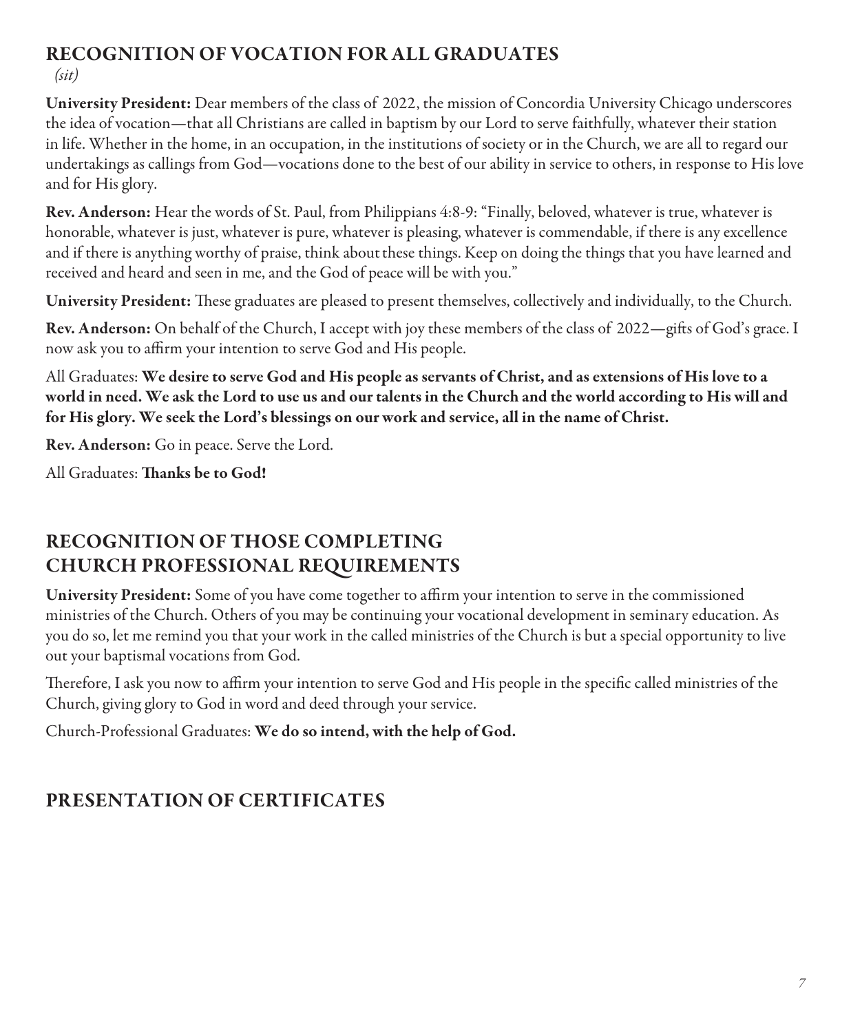## RECOGNITION OF VOCATION FOR ALL GRADUATES

*(sit)*

**University President:** Dear members of the class of 2022, the mission of Concordia University Chicago underscores the idea of vocation—that all Christians are called in baptism by our Lord to serve faithfully, whatever their station in life. Whether in the home, in an occupation, in the institutions of society or in the Church, we are all to regard our undertakings as callings from God—vocations done to the best of our ability in service to others, in response to His love and for His glory.

**Rev. Anderson:** Hear the words of St. Paul, from Philippians 4:8-9: "Finally, beloved, whatever is true, whatever is honorable, whatever is just, whatever is pure, whatever is pleasing, whatever is commendable, if there is any excellence and if there is anything worthy of praise, think about these things. Keep on doing the things that you have learned and received and heard and seen in me, and the God of peace will be with you."

**University President:** These graduates are pleased to present themselves, collectively and individually, to the Church.

**Rev. Anderson:** On behalf of the Church, I accept with joy these members of the class of 2022—gifts of God's grace. I now ask you to affirm your intention to serve God and His people.

All Graduates: **We desire to serve God and His people as servants of Christ, and as extensions of His love to a world in need. We ask the Lord to use us and our talents in the Church and the world according to His will and for His glory. We seek the Lord's blessings on our work and service, all in the name of Christ.**

**Rev. Anderson:** Go in peace. Serve the Lord.

All Graduates: **Thanks be to God!**

## RECOGNITION OF THOSE COMPLETING CHURCH PROFESSIONAL REQUIREMENTS

**University President:** Some of you have come together to affirm your intention to serve in the commissioned ministries of the Church. Others of you may be continuing your vocational development in seminary education. As you do so, let me remind you that your work in the called ministries of the Church is but a special opportunity to live out your baptismal vocations from God.

Therefore, I ask you now to affirm your intention to serve God and His people in the specific called ministries of the Church, giving glory to God in word and deed through your service.

Church-Professional Graduates: **We do so intend, with the help of God.**

## PRESENTATION OF CERTIFICATES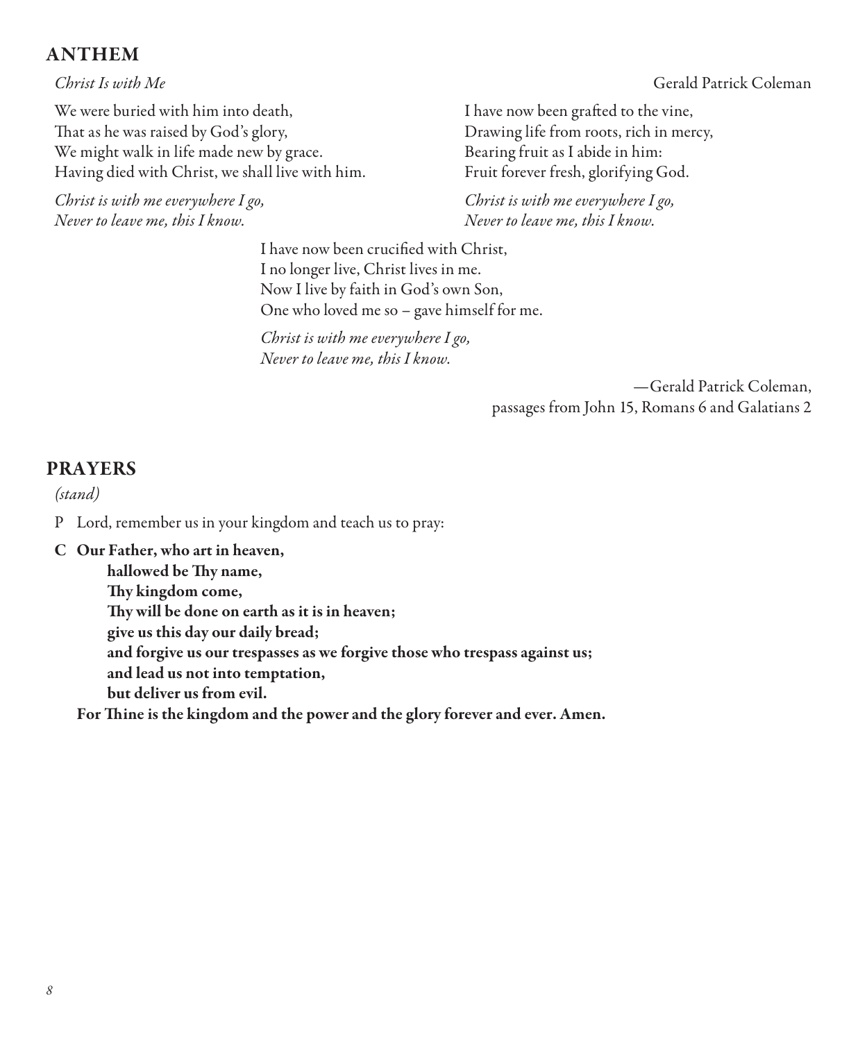## ANTHEM

*Christ Is with Me* Gerald Patrick Coleman

We were buried with him into death,
That as he was raised by God's glory,
We might walk in life made new by grace.
Having died with Christ, we shall live with him.

*Christ is with me everywhere I go,*
*Never to leave me, this I know.*

I have now been grafted to the vine,
Drawing life from roots, rich in mercy,
Bearing fruit as I abide in him:
Fruit forever fresh, glorifying God.

*Christ is with me everywhere I go,*
*Never to leave me, this I know.*

I have now been crucified with Christ,
I no longer live, Christ lives in me.
Now I live by faith in God's own Son,
One who loved me so – gave himself for me.

*Christ is with me everywhere I go,*
*Never to leave me, this I know.*

—Gerald Patrick Coleman,
passages from John 15, Romans 6 and Galatians 2

## PRAYERS

*(stand)*

P Lord, remember us in your kingdom and teach us to pray:

**C Our Father, who art in heaven,**
**hallowed be Thy name,**
**Thy kingdom come,**
**Thy will be done on earth as it is in heaven;**
**give us this day our daily bread;**
**and forgive us our trespasses as we forgive those who trespass against us;**
**and lead us not into temptation,**
**but deliver us from evil.**
**For Thine is the kingdom and the power and the glory forever and ever. Amen.**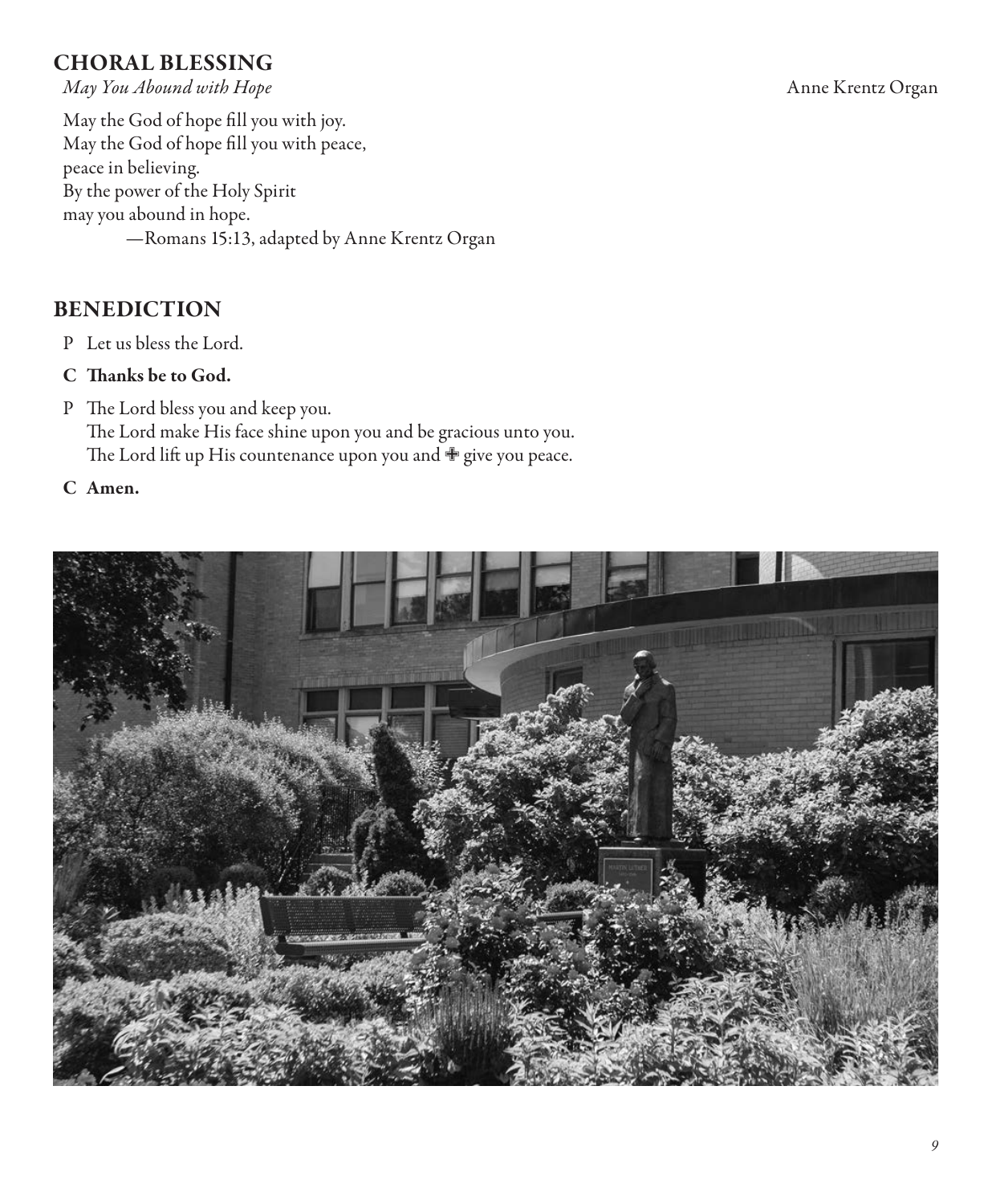## CHORAL BLESSING

*May You Abound with Hope* Anne Krentz Organ

May the God of hope fill you with joy.
May the God of hope fill you with peace,
peace in believing.
By the power of the Holy Spirit
may you abound in hope.
—Romans 15:13, adapted by Anne Krentz Organ

## BENEDICTION

P Let us bless the Lord.

**C Thanks be to God.**

P The Lord bless you and keep you.
The Lord make His face shine upon you and be gracious unto you.
The Lord lift up His countenance upon you and ✠ give you peace.

**C Amen.**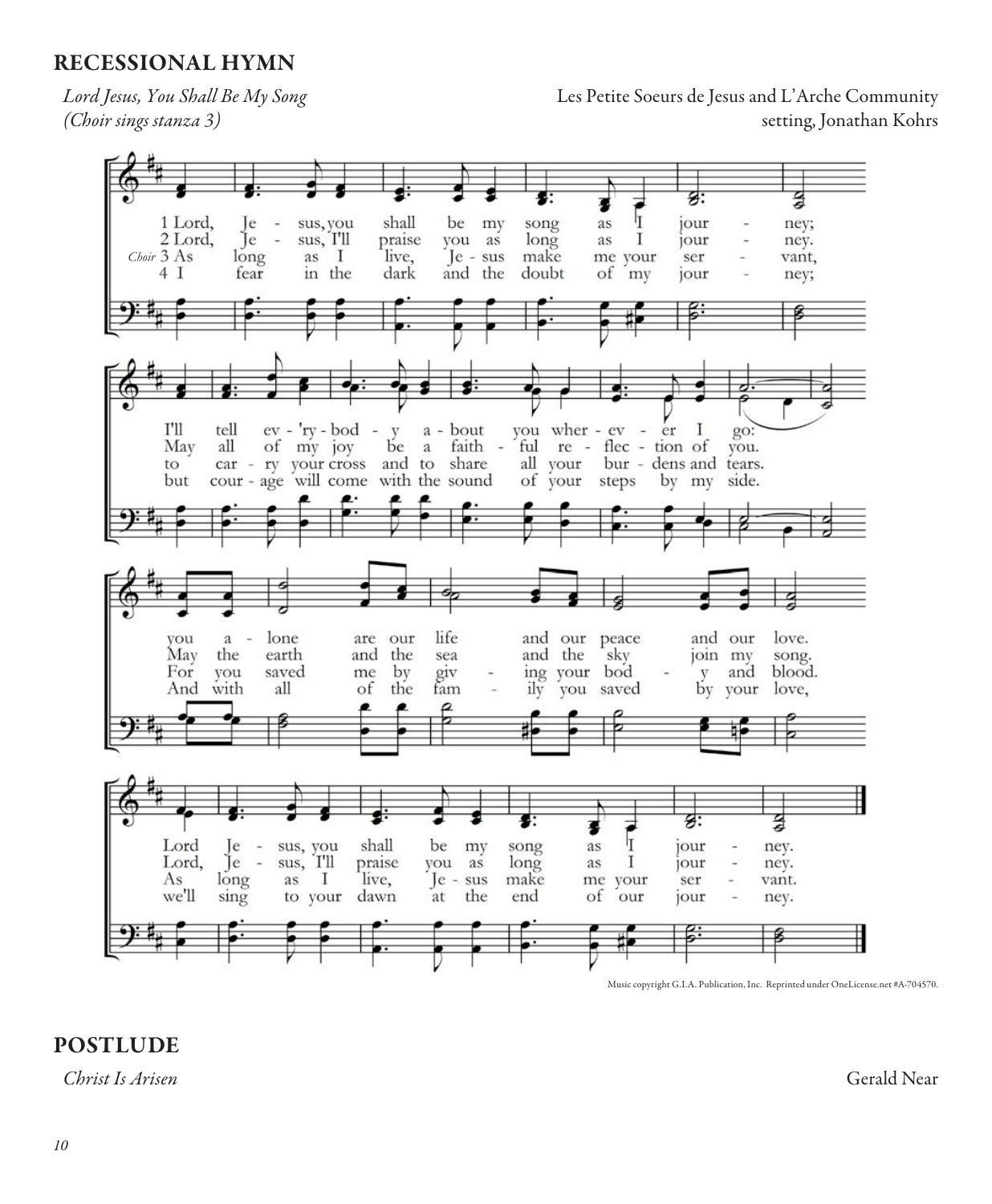## RECESSIONAL HYMN

*Lord Jesus, You Shall Be My Song*
*(Choir sings stanza 3)*

Les Petite Soeurs de Jesus and L'Arche Community
setting, Jonathan Kohrs

1 Lord, Je - sus, you shall be my song as I jour - ney;
2 Lord, Je - sus, I'll praise you as long as I jour - ney.
*Choir* 3 As long as I live, Je - sus make me your ser - vant,
4 I fear in the dark and the doubt of my jour - ney;

I'll tell ev - 'ry - bod - y a - bout you wher - ev - er I go:
May all of my joy be a faith - ful re - flec - tion of you.
to car - ry your cross and to share all your bur - dens and tears.
but cour - age will come with the sound of your steps by my side.

you a - lone are our life and our peace and our love.
May the earth and the sea and the sky join my song.
For you saved me by giv - ing your bod - y and blood.
And with all of the fam - ily you saved by your love,

Lord Je - sus, you shall be my song as I jour - ney.
Lord, Je - sus, I'll praise you as long as I jour - ney.
As long as I live, Je - sus make me your ser - vant.
we'll sing to your dawn at the end of our jour - ney.

Music copyright G.I.A. Publication, Inc. Reprinted under OneLicense.net #A-704570.

## POSTLUDE

*Christ Is Arisen* Gerald Near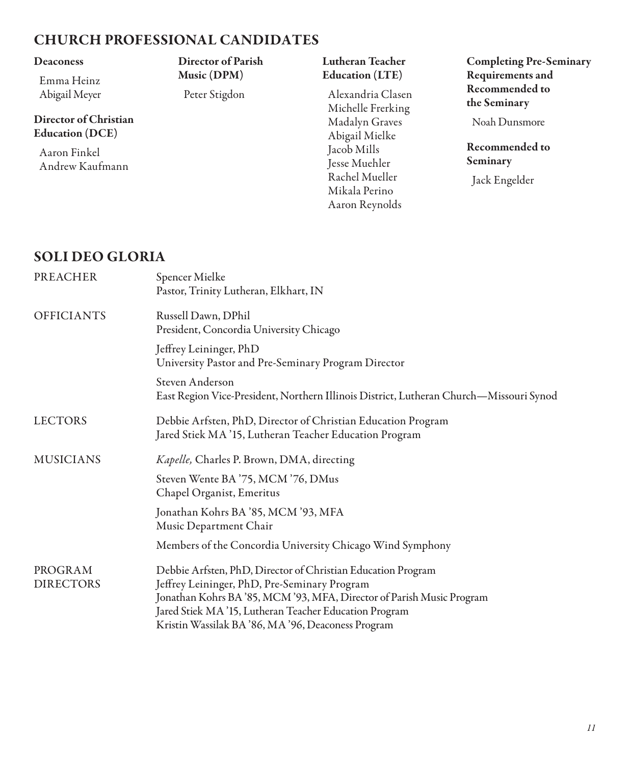## CHURCH PROFESSIONAL CANDIDATES

**Deaconess**

Emma Heinz
Abigail Meyer

**Director of Christian Education (DCE)**

Aaron Finkel
Andrew Kaufmann

**Director of Parish Music (DPM)**

Peter Stigdon

**Lutheran Teacher Education (LTE)**

Alexandria Clasen
Michelle Frerking
Madalyn Graves
Abigail Mielke
Jacob Mills
Jesse Muehler
Rachel Mueller
Mikala Perino
Aaron Reynolds

**Completing Pre-Seminary Requirements and Recommended to the Seminary**

Noah Dunsmore

**Recommended to Seminary**

Jack Engelder

## SOLI DEO GLORIA

PREACHER

Spencer Mielke
Pastor, Trinity Lutheran, Elkhart, IN

OFFICIANTS

Russell Dawn, DPhil
President, Concordia University Chicago

Jeffrey Leininger, PhD
University Pastor and Pre-Seminary Program Director

Steven Anderson
East Region Vice-President, Northern Illinois District, Lutheran Church—Missouri Synod

LECTORS

Debbie Arfsten, PhD, Director of Christian Education Program
Jared Stiek MA '15, Lutheran Teacher Education Program

MUSICIANS

*Kapelle,* Charles P. Brown, DMA, directing

Steven Wente BA '75, MCM '76, DMus
Chapel Organist, Emeritus

Jonathan Kohrs BA '85, MCM '93, MFA
Music Department Chair

Members of the Concordia University Chicago Wind Symphony

PROGRAM DIRECTORS

Debbie Arfsten, PhD, Director of Christian Education Program
Jeffrey Leininger, PhD, Pre-Seminary Program
Jonathan Kohrs BA '85, MCM '93, MFA, Director of Parish Music Program
Jared Stiek MA '15, Lutheran Teacher Education Program
Kristin Wassilak BA '86, MA '96, Deaconess Program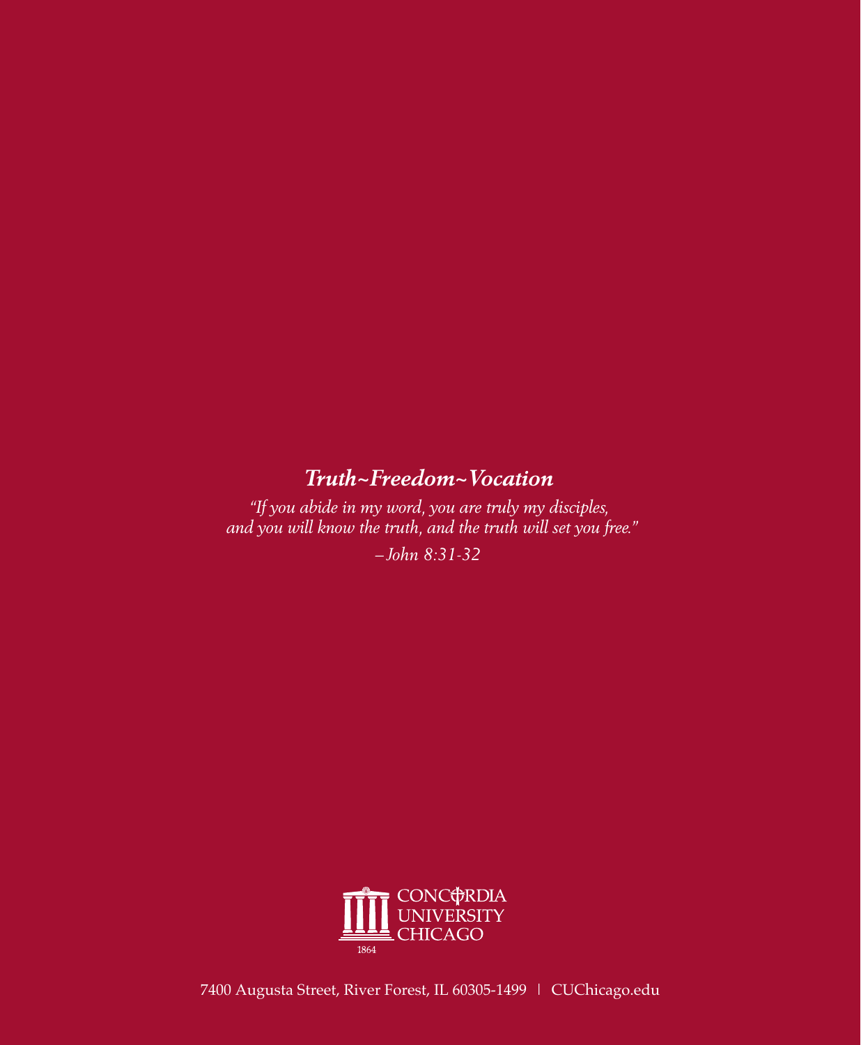***Truth~Freedom~Vocation***

*"If you abide in my word, you are truly my disciples, and you will know the truth, and the truth will set you free."*

*– John 8:31-32*

CONCORDIA UNIVERSITY CHICAGO

1864

7400 Augusta Street, River Forest, IL 60305-1499 | CUChicago.edu